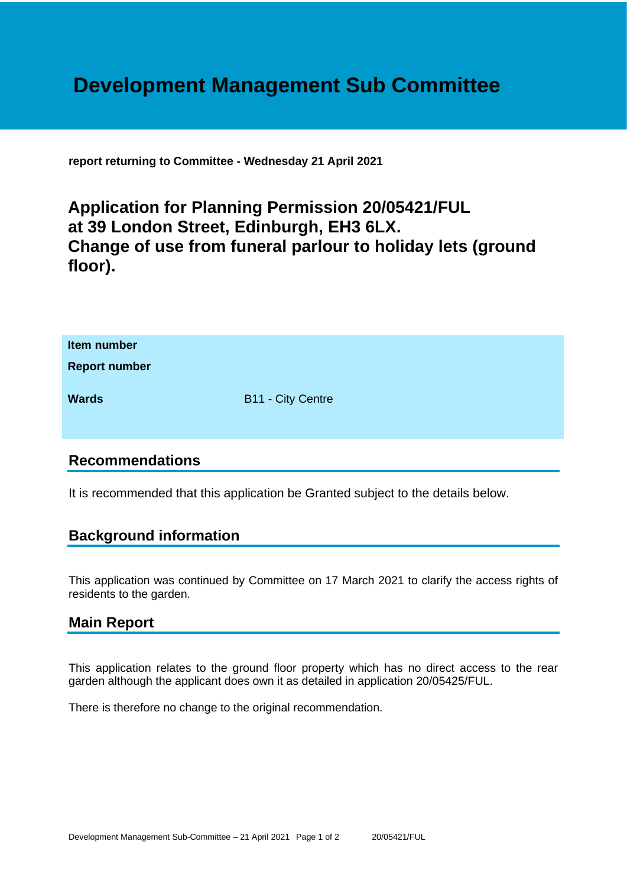# Development Management Sub Committee

**report returning to Committee - Wednesday 21 April 2021**

## Application for Planning Permission 20/05421/FUL at 39 London Street, Edinburgh, EH3 6LX. Change of use from funeral parlour to holiday lets (ground floor).

| | |
|---|---|
| **Item number** | |
| **Report number** | |
| **Wards** | B11 - City Centre |

## Recommendations

It is recommended that this application be Granted subject to the details below.

## Background information

This application was continued by Committee on 17 March 2021 to clarify the access rights of residents to the garden.

## Main Report

This application relates to the ground floor property which has no direct access to the rear garden although the applicant does own it as detailed in application 20/05425/FUL.

There is therefore no change to the original recommendation.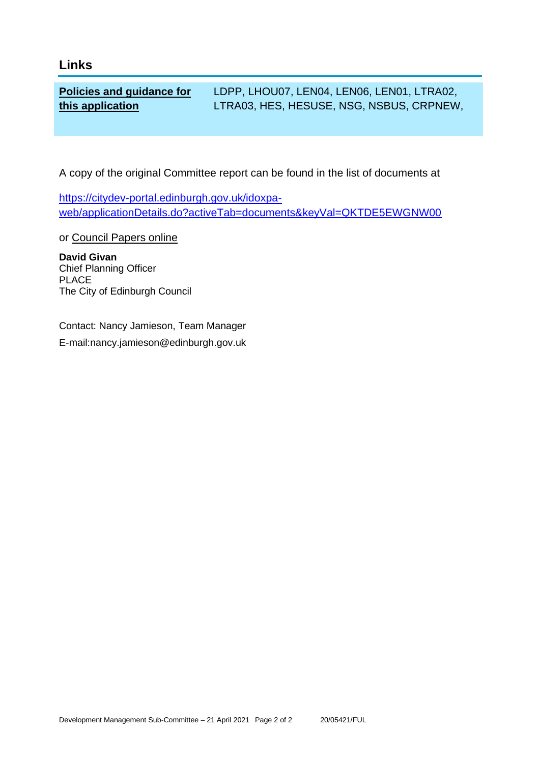## Links

| | |
|---|---|
| **Policies and guidance for this application** | LDPP, LHOU07, LEN04, LEN06, LEN01, LTRA02, LTRA03, HES, HESUSE, NSG, NSBUS, CRPNEW, |

A copy of the original Committee report can be found in the list of documents at

https://citydev-portal.edinburgh.gov.uk/idoxpa-web/applicationDetails.do?activeTab=documents&keyVal=QKTDE5EWGNW00

or Council Papers online

**David Givan**
Chief Planning Officer
PLACE
The City of Edinburgh Council

Contact: Nancy Jamieson, Team Manager

E-mail:nancy.jamieson@edinburgh.gov.uk